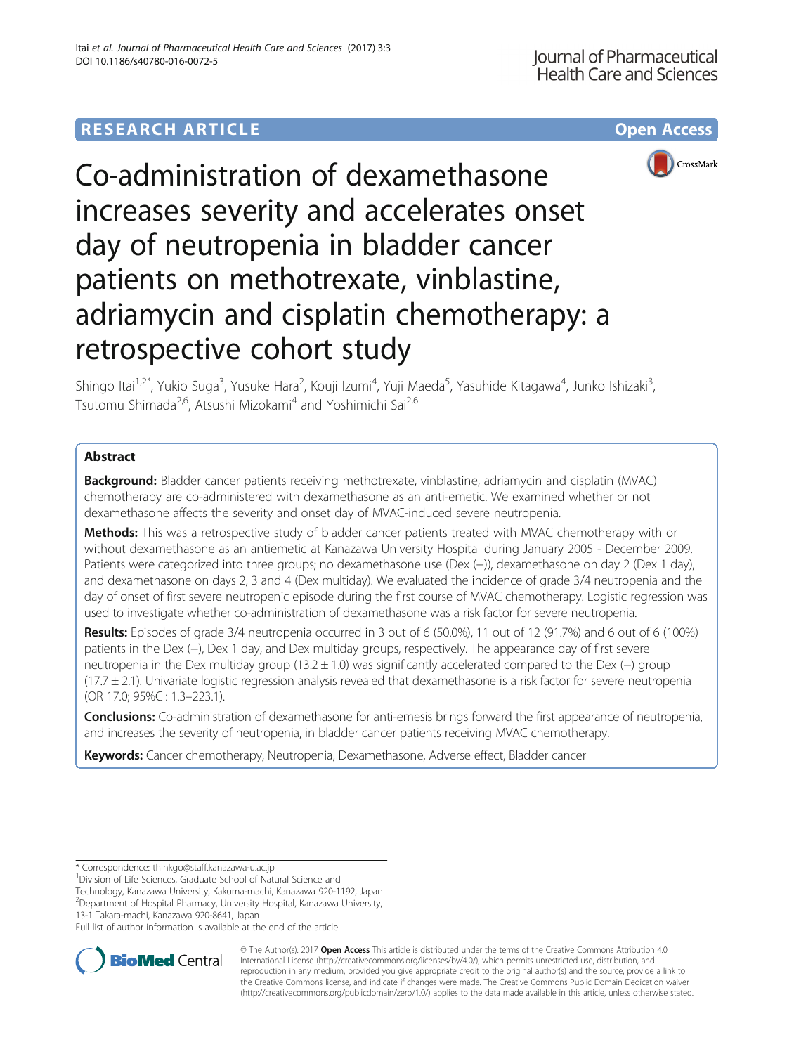**RESEARCH ARTICLE** **Open Access**

# Co-administration of dexamethasone increases severity and accelerates onset day of neutropenia in bladder cancer patients on methotrexate, vinblastine, adriamycin and cisplatin chemotherapy: a retrospective cohort study

Shingo Itai[1,2*], Yukio Suga[3], Yusuke Hara[2], Kouji Izumi[4], Yuji Maeda[5], Yasuhide Kitagawa[4], Junko Ishizaki[3], Tsutomu Shimada[2,6], Atsushi Mizokami[4] and Yoshimichi Sai[2,6]

## Abstract

**Background:** Bladder cancer patients receiving methotrexate, vinblastine, adriamycin and cisplatin (MVAC) chemotherapy are co-administered with dexamethasone as an anti-emetic. We examined whether or not dexamethasone affects the severity and onset day of MVAC-induced severe neutropenia.

**Methods:** This was a retrospective study of bladder cancer patients treated with MVAC chemotherapy with or without dexamethasone as an antiemetic at Kanazawa University Hospital during January 2005 - December 2009. Patients were categorized into three groups; no dexamethasone use (Dex (−)), dexamethasone on day 2 (Dex 1 day), and dexamethasone on days 2, 3 and 4 (Dex multiday). We evaluated the incidence of grade 3/4 neutropenia and the day of onset of first severe neutropenic episode during the first course of MVAC chemotherapy. Logistic regression was used to investigate whether co-administration of dexamethasone was a risk factor for severe neutropenia.

**Results:** Episodes of grade 3/4 neutropenia occurred in 3 out of 6 (50.0%), 11 out of 12 (91.7%) and 6 out of 6 (100%) patients in the Dex (−), Dex 1 day, and Dex multiday groups, respectively. The appearance day of first severe neutropenia in the Dex multiday group ($13.2 \pm 1.0$) was significantly accelerated compared to the Dex (−) group ($17.7 \pm 2.1$). Univariate logistic regression analysis revealed that dexamethasone is a risk factor for severe neutropenia (OR 17.0; 95%CI: 1.3–223.1).

**Conclusions:** Co-administration of dexamethasone for anti-emesis brings forward the first appearance of neutropenia, and increases the severity of neutropenia, in bladder cancer patients receiving MVAC chemotherapy.

**Keywords:** Cancer chemotherapy, Neutropenia, Dexamethasone, Adverse effect, Bladder cancer

\* Correspondence: thinkgo@staff.kanazawa-u.ac.jp

[1]Division of Life Sciences, Graduate School of Natural Science and Technology, Kanazawa University, Kakuma-machi, Kanazawa 920-1192, Japan

[2]Department of Hospital Pharmacy, University Hospital, Kanazawa University, 13-1 Takara-machi, Kanazawa 920-8641, Japan

Full list of author information is available at the end of the article

© The Author(s). 2017 **Open Access** This article is distributed under the terms of the Creative Commons Attribution 4.0 International License (http://creativecommons.org/licenses/by/4.0/), which permits unrestricted use, distribution, and reproduction in any medium, provided you give appropriate credit to the original author(s) and the source, provide a link to the Creative Commons license, and indicate if changes were made. The Creative Commons Public Domain Dedication waiver (http://creativecommons.org/publicdomain/zero/1.0/) applies to the data made available in this article, unless otherwise stated.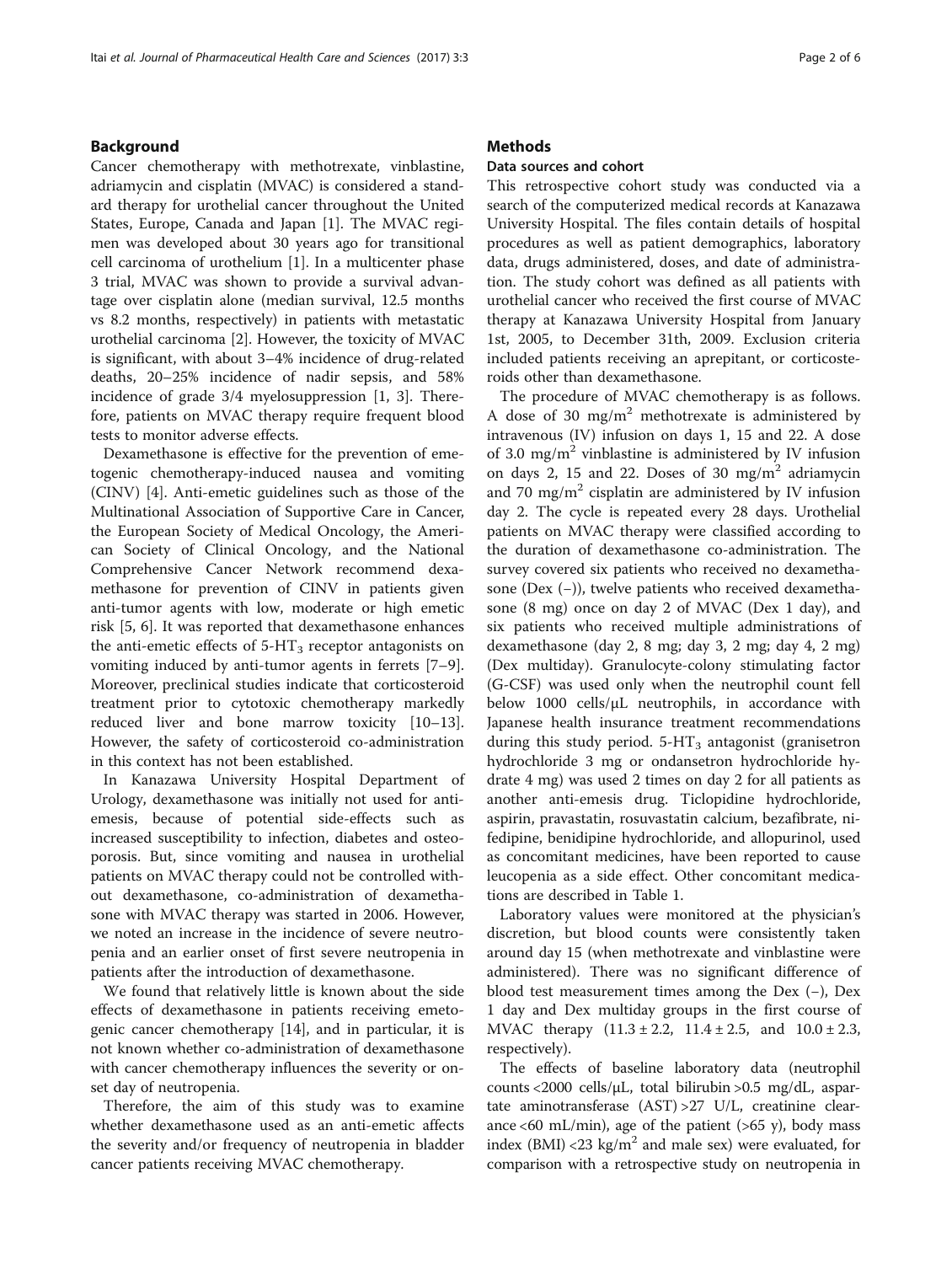## Background

Cancer chemotherapy with methotrexate, vinblastine, adriamycin and cisplatin (MVAC) is considered a standard therapy for urothelial cancer throughout the United States, Europe, Canada and Japan [1]. The MVAC regimen was developed about 30 years ago for transitional cell carcinoma of urothelium [1]. In a multicenter phase 3 trial, MVAC was shown to provide a survival advantage over cisplatin alone (median survival, 12.5 months vs 8.2 months, respectively) in patients with metastatic urothelial carcinoma [2]. However, the toxicity of MVAC is significant, with about 3–4% incidence of drug-related deaths, 20–25% incidence of nadir sepsis, and 58% incidence of grade 3/4 myelosuppression [1, 3]. Therefore, patients on MVAC therapy require frequent blood tests to monitor adverse effects.

Dexamethasone is effective for the prevention of emetogenic chemotherapy-induced nausea and vomiting (CINV) [4]. Anti-emetic guidelines such as those of the Multinational Association of Supportive Care in Cancer, the European Society of Medical Oncology, the American Society of Clinical Oncology, and the National Comprehensive Cancer Network recommend dexamethasone for prevention of CINV in patients given anti-tumor agents with low, moderate or high emetic risk [5, 6]. It was reported that dexamethasone enhances the anti-emetic effects of 5-$HT_3$ receptor antagonists on vomiting induced by anti-tumor agents in ferrets [7–9]. Moreover, preclinical studies indicate that corticosteroid treatment prior to cytotoxic chemotherapy markedly reduced liver and bone marrow toxicity [10–13]. However, the safety of corticosteroid co-administration in this context has not been established.

In Kanazawa University Hospital Department of Urology, dexamethasone was initially not used for anti-emesis, because of potential side-effects such as increased susceptibility to infection, diabetes and osteoporosis. But, since vomiting and nausea in urothelial patients on MVAC therapy could not be controlled without dexamethasone, co-administration of dexamethasone with MVAC therapy was started in 2006. However, we noted an increase in the incidence of severe neutropenia and an earlier onset of first severe neutropenia in patients after the introduction of dexamethasone.

We found that relatively little is known about the side effects of dexamethasone in patients receiving emetogenic cancer chemotherapy [14], and in particular, it is not known whether co-administration of dexamethasone with cancer chemotherapy influences the severity or onset day of neutropenia.

Therefore, the aim of this study was to examine whether dexamethasone used as an anti-emetic affects the severity and/or frequency of neutropenia in bladder cancer patients receiving MVAC chemotherapy.

## Methods

### Data sources and cohort

This retrospective cohort study was conducted via a search of the computerized medical records at Kanazawa University Hospital. The files contain details of hospital procedures as well as patient demographics, laboratory data, drugs administered, doses, and date of administration. The study cohort was defined as all patients with urothelial cancer who received the first course of MVAC therapy at Kanazawa University Hospital from January 1st, 2005, to December 31th, 2009. Exclusion criteria included patients receiving an aprepitant, or corticosteroids other than dexamethasone.

The procedure of MVAC chemotherapy is as follows. A dose of 30 $mg/m^2$ methotrexate is administered by intravenous (IV) infusion on days 1, 15 and 22. A dose of 3.0 $mg/m^2$ vinblastine is administered by IV infusion on days 2, 15 and 22. Doses of 30 $mg/m^2$ adriamycin and 70 $mg/m^2$ cisplatin are administered by IV infusion day 2. The cycle is repeated every 28 days. Urothelial patients on MVAC therapy were classified according to the duration of dexamethasone co-administration. The survey covered six patients who received no dexamethasone (Dex (−)), twelve patients who received dexamethasone (8 mg) once on day 2 of MVAC (Dex 1 day), and six patients who received multiple administrations of dexamethasone (day 2, 8 mg; day 3, 2 mg; day 4, 2 mg) (Dex multiday). Granulocyte-colony stimulating factor (G-CSF) was used only when the neutrophil count fell below 1000 cells/μL neutrophils, in accordance with Japanese health insurance treatment recommendations during this study period. 5-$HT_3$ antagonist (granisetron hydrochloride 3 mg or ondansetron hydrochloride hydrate 4 mg) was used 2 times on day 2 for all patients as another anti-emesis drug. Ticlopidine hydrochloride, aspirin, pravastatin, rosuvastatin calcium, bezafibrate, nifedipine, benidipine hydrochloride, and allopurinol, used as concomitant medicines, have been reported to cause leucopenia as a side effect. Other concomitant medications are described in Table 1.

Laboratory values were monitored at the physician's discretion, but blood counts were consistently taken around day 15 (when methotrexate and vinblastine were administered). There was no significant difference of blood test measurement times among the Dex (−), Dex 1 day and Dex multiday groups in the first course of MVAC therapy (11.3 ± 2.2, 11.4 ± 2.5, and 10.0 ± 2.3, respectively).

The effects of baseline laboratory data (neutrophil counts <2000 cells/μL, total bilirubin >0.5 mg/dL, aspartate aminotransferase (AST) >27 U/L, creatinine clearance <60 mL/min), age of the patient (>65 y), body mass index (BMI) <23 $kg/m^2$ and male sex) were evaluated, for comparison with a retrospective study on neutropenia in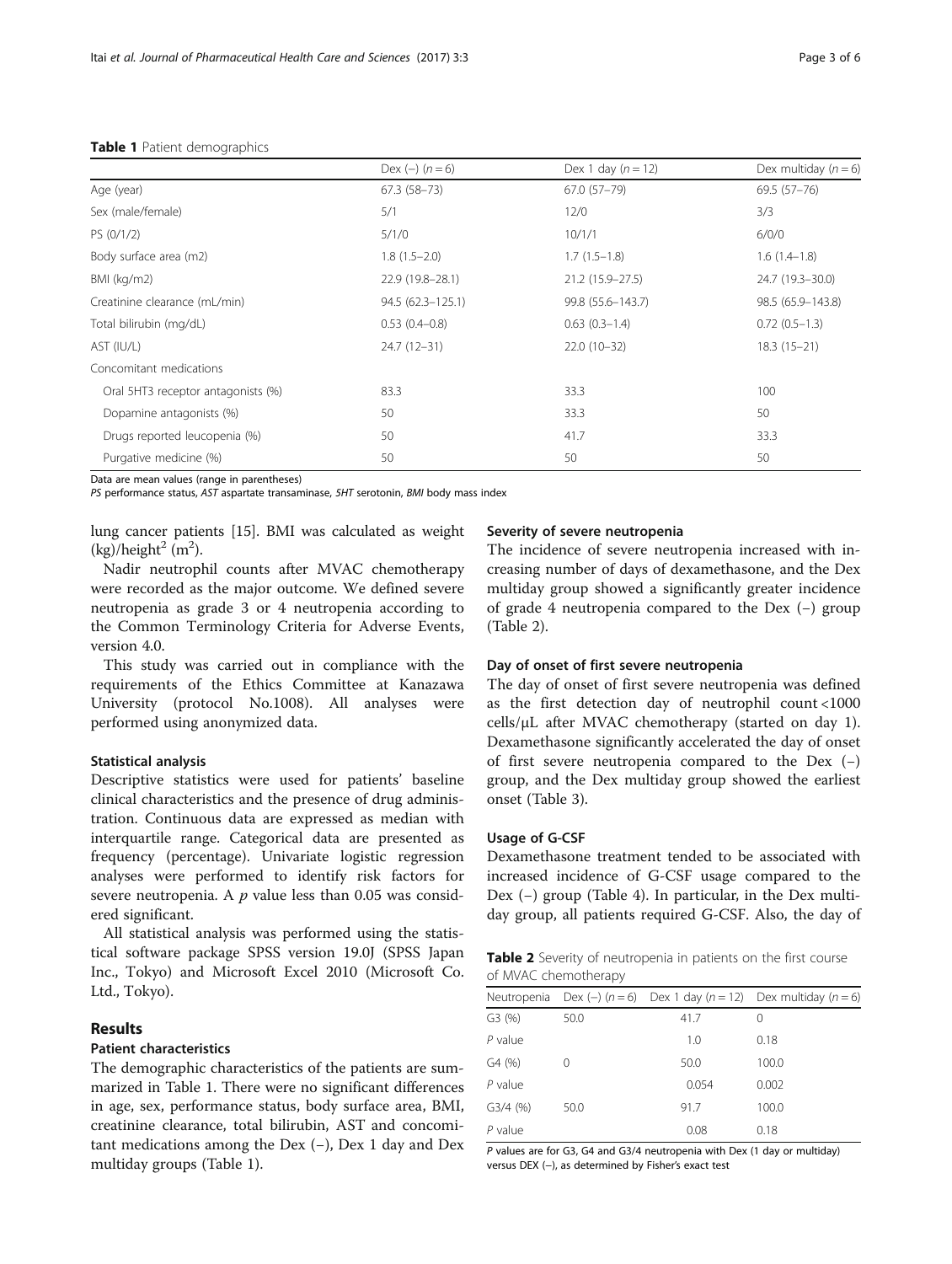**Table 1** Patient demographics

| | Dex (–) ($n = 6$) | Dex 1 day ($n = 12$) | Dex multiday ($n = 6$) |
|---|---|---|---|
| Age (year) | 67.3 (58–73) | 67.0 (57–79) | 69.5 (57–76) |
| Sex (male/female) | 5/1 | 12/0 | 3/3 |
| PS (0/1/2) | 5/1/0 | 10/1/1 | 6/0/0 |
| Body surface area (m2) | 1.8 (1.5–2.0) | 1.7 (1.5–1.8) | 1.6 (1.4–1.8) |
| BMI (kg/m2) | 22.9 (19.8–28.1) | 21.2 (15.9–27.5) | 24.7 (19.3–30.0) |
| Creatinine clearance (mL/min) | 94.5 (62.3–125.1) | 99.8 (55.6–143.7) | 98.5 (65.9–143.8) |
| Total bilirubin (mg/dL) | 0.53 (0.4–0.8) | 0.63 (0.3–1.4) | 0.72 (0.5–1.3) |
| AST (IU/L) | 24.7 (12–31) | 22.0 (10–32) | 18.3 (15–21) |
| Concomitant medications | | | |
| Oral 5HT3 receptor antagonists (%) | 83.3 | 33.3 | 100 |
| Dopamine antagonists (%) | 50 | 33.3 | 50 |
| Drugs reported leucopenia (%) | 50 | 41.7 | 33.3 |
| Purgative medicine (%) | 50 | 50 | 50 |

Data are mean values (range in parentheses)

*PS* performance status, *AST* aspartate transaminase, *5HT* serotonin, *BMI* body mass index

lung cancer patients [15]. BMI was calculated as weight (kg)/height$^2$ (m$^2$).

Nadir neutrophil counts after MVAC chemotherapy were recorded as the major outcome. We defined severe neutropenia as grade 3 or 4 neutropenia according to the Common Terminology Criteria for Adverse Events, version 4.0.

This study was carried out in compliance with the requirements of the Ethics Committee at Kanazawa University (protocol No.1008). All analyses were performed using anonymized data.

### Statistical analysis

Descriptive statistics were used for patients' baseline clinical characteristics and the presence of drug administration. Continuous data are expressed as median with interquartile range. Categorical data are presented as frequency (percentage). Univariate logistic regression analyses were performed to identify risk factors for severe neutropenia. A $p$ value less than 0.05 was considered significant.

All statistical analysis was performed using the statistical software package SPSS version 19.0J (SPSS Japan Inc., Tokyo) and Microsoft Excel 2010 (Microsoft Co. Ltd., Tokyo).

## Results

### Patient characteristics

The demographic characteristics of the patients are summarized in Table 1. There were no significant differences in age, sex, performance status, body surface area, BMI, creatinine clearance, total bilirubin, AST and concomitant medications among the Dex (–), Dex 1 day and Dex multiday groups (Table 1).

### Severity of severe neutropenia

The incidence of severe neutropenia increased with increasing number of days of dexamethasone, and the Dex multiday group showed a significantly greater incidence of grade 4 neutropenia compared to the Dex (–) group (Table 2).

### Day of onset of first severe neutropenia

The day of onset of first severe neutropenia was defined as the first detection day of neutrophil count <1000 cells/μL after MVAC chemotherapy (started on day 1). Dexamethasone significantly accelerated the day of onset of first severe neutropenia compared to the Dex (–) group, and the Dex multiday group showed the earliest onset (Table 3).

### Usage of G-CSF

Dexamethasone treatment tended to be associated with increased incidence of G-CSF usage compared to the Dex (–) group (Table 4). In particular, in the Dex multiday group, all patients required G-CSF. Also, the day of

**Table 2** Severity of neutropenia in patients on the first course of MVAC chemotherapy

| Neutropenia | Dex (–) ($n = 6$) | Dex 1 day ($n = 12$) | Dex multiday ($n = 6$) |
|---|---|---|---|
| G3 (%) | 50.0 | 41.7 | 0 |
| $P$ value | | 1.0 | 0.18 |
| G4 (%) | 0 | 50.0 | 100.0 |
| $P$ value | | 0.054 | 0.002 |
| G3/4 (%) | 50.0 | 91.7 | 100.0 |
| $P$ value | | 0.08 | 0.18 |

$P$ values are for G3, G4 and G3/4 neutropenia with Dex (1 day or multiday) versus DEX (–), as determined by Fisher's exact test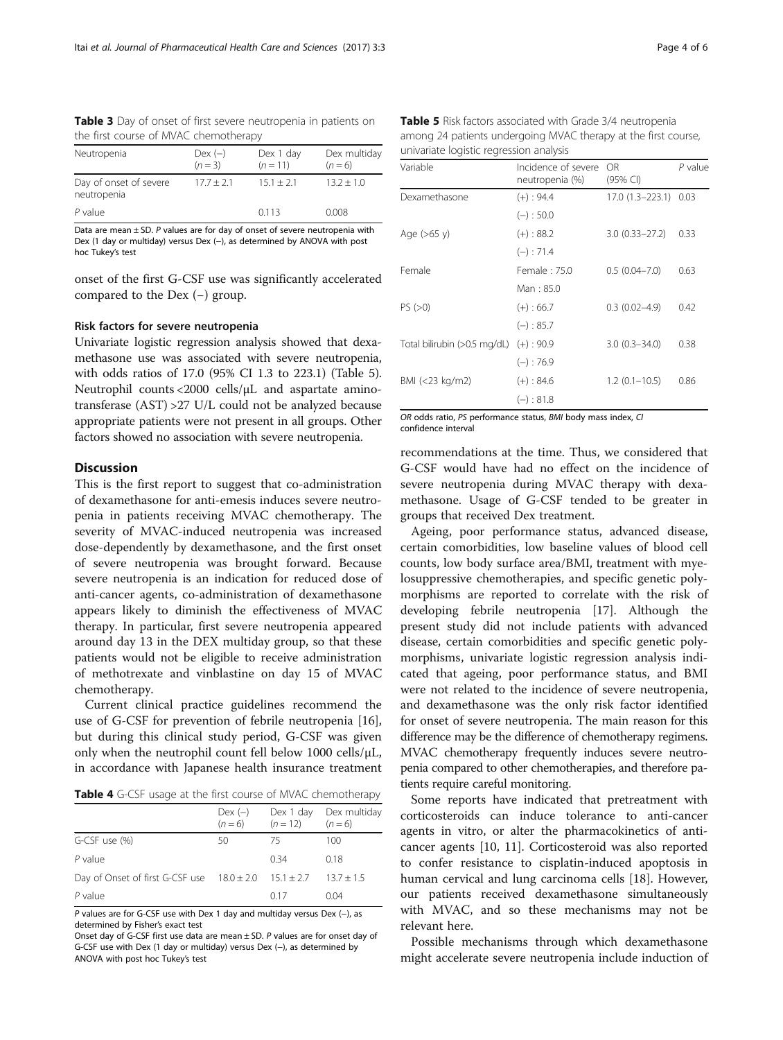**Table 3** Day of onset of first severe neutropenia in patients on the first course of MVAC chemotherapy

| Neutropenia | Dex (−) (n = 3) | Dex 1 day (n = 11) | Dex multiday (n = 6) |
|---|---|---|---|
| Day of onset of severe neutropenia | 17.7 ± 2.1 | 15.1 ± 2.1 | 13.2 ± 1.0 |
| P value | | 0.113 | 0.008 |

Data are mean ± SD. P values are for day of onset of severe neutropenia with Dex (1 day or multiday) versus Dex (−), as determined by ANOVA with post hoc Tukey's test

onset of the first G-CSF use was significantly accelerated compared to the Dex (−) group.

### Risk factors for severe neutropenia

Univariate logistic regression analysis showed that dexamethasone use was associated with severe neutropenia, with odds ratios of 17.0 (95% CI 1.3 to 223.1) (Table 5). Neutrophil counts <2000 cells/μL and aspartate aminotransferase (AST) >27 U/L could not be analyzed because appropriate patients were not present in all groups. Other factors showed no association with severe neutropenia.

## Discussion

This is the first report to suggest that co-administration of dexamethasone for anti-emesis induces severe neutropenia in patients receiving MVAC chemotherapy. The severity of MVAC-induced neutropenia was increased dose-dependently by dexamethasone, and the first onset of severe neutropenia was brought forward. Because severe neutropenia is an indication for reduced dose of anti-cancer agents, co-administration of dexamethasone appears likely to diminish the effectiveness of MVAC therapy. In particular, first severe neutropenia appeared around day 13 in the DEX multiday group, so that these patients would not be eligible to receive administration of methotrexate and vinblastine on day 15 of MVAC chemotherapy.

Current clinical practice guidelines recommend the use of G-CSF for prevention of febrile neutropenia [16], but during this clinical study period, G-CSF was given only when the neutrophil count fell below 1000 cells/μL, in accordance with Japanese health insurance treatment recommendations at the time. Thus, we considered that G-CSF would have had no effect on the incidence of severe neutropenia during MVAC therapy with dexamethasone. Usage of G-CSF tended to be greater in groups that received Dex treatment.

**Table 4** G-CSF usage at the first course of MVAC chemotherapy

| | Dex (−) (n = 6) | Dex 1 day (n = 12) | Dex multiday (n = 6) |
|---|---|---|---|
| G-CSF use (%) | 50 | 75 | 100 |
| P value | | 0.34 | 0.18 |
| Day of Onset of first G-CSF use | 18.0 ± 2.0 | 15.1 ± 2.7 | 13.7 ± 1.5 |
| P value | | 0.17 | 0.04 |

P values are for G-CSF use with Dex 1 day and multiday versus Dex (−), as determined by Fisher's exact test

Onset day of G-CSF first use data are mean ± SD. P values are for onset day of G-CSF use with Dex (1 day or multiday) versus Dex (−), as determined by ANOVA with post hoc Tukey's test

**Table 5** Risk factors associated with Grade 3/4 neutropenia among 24 patients undergoing MVAC therapy at the first course, univariate logistic regression analysis

| Variable | Incidence of severe neutropenia (%) | OR (95% CI) | P value |
|---|---|---|---|
| Dexamethasone | (+) : 94.4 | 17.0 (1.3–223.1) | 0.03 |
| | (−) : 50.0 | | |
| Age (>65 y) | (+) : 88.2 | 3.0 (0.33–27.2) | 0.33 |
| | (−) : 71.4 | | |
| Female | Female : 75.0 | 0.5 (0.04–7.0) | 0.63 |
| | Man : 85.0 | | |
| PS (>0) | (+) : 66.7 | 0.3 (0.02–4.9) | 0.42 |
| | (−) : 85.7 | | |
| Total bilirubin (>0.5 mg/dL) | (+) : 90.9 | 3.0 (0.3–34.0) | 0.38 |
| | (−) : 76.9 | | |
| BMI (<23 kg/m2) | (+) : 84.6 | 1.2 (0.1–10.5) | 0.86 |
| | (−) : 81.8 | | |

OR odds ratio, PS performance status, BMI body mass index, CI confidence interval

Ageing, poor performance status, advanced disease, certain comorbidities, low baseline values of blood cell counts, low body surface area/BMI, treatment with myelosuppressive chemotherapies, and specific genetic polymorphisms are reported to correlate with the risk of developing febrile neutropenia [17]. Although the present study did not include patients with advanced disease, certain comorbidities and specific genetic polymorphisms, univariate logistic regression analysis indicated that ageing, poor performance status, and BMI were not related to the incidence of severe neutropenia, and dexamethasone was the only risk factor identified for onset of severe neutropenia. The main reason for this difference may be the difference of chemotherapy regimens. MVAC chemotherapy frequently induces severe neutropenia compared to other chemotherapies, and therefore patients require careful monitoring.

Some reports have indicated that pretreatment with corticosteroids can induce tolerance to anti-cancer agents in vitro, or alter the pharmacokinetics of anti-cancer agents [10, 11]. Corticosteroid was also reported to confer resistance to cisplatin-induced apoptosis in human cervical and lung carcinoma cells [18]. However, our patients received dexamethasone simultaneously with MVAC, and so these mechanisms may not be relevant here.

Possible mechanisms through which dexamethasone might accelerate severe neutropenia include induction of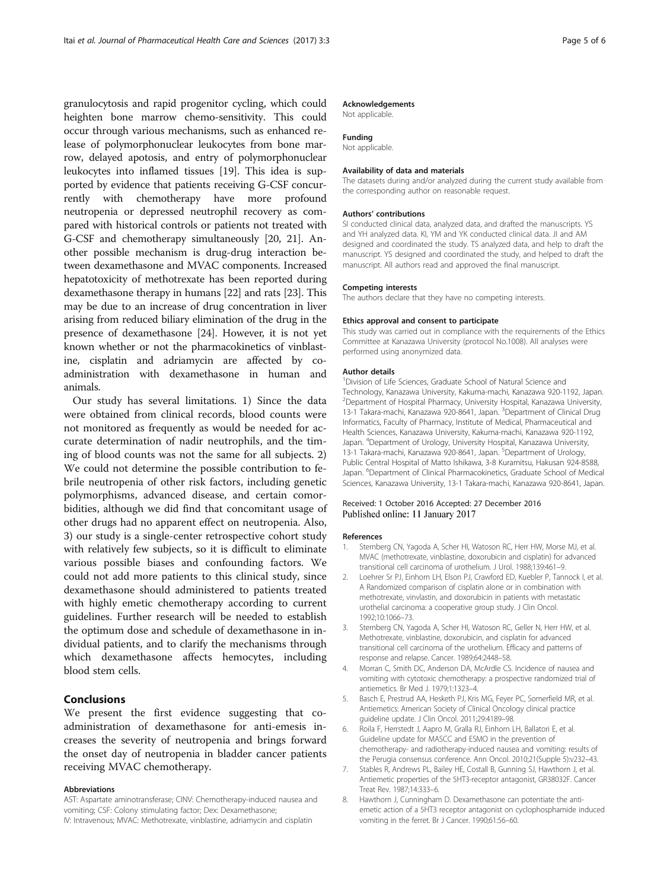granulocytosis and rapid progenitor cycling, which could heighten bone marrow chemo-sensitivity. This could occur through various mechanisms, such as enhanced release of polymorphonuclear leukocytes from bone marrow, delayed apoptosis, and entry of polymorphonuclear leukocytes into inflamed tissues [19]. This idea is supported by evidence that patients receiving G-CSF concurrently with chemotherapy have more profound neutropenia or depressed neutrophil recovery as compared with historical controls or patients not treated with G-CSF and chemotherapy simultaneously [20, 21]. Another possible mechanism is drug-drug interaction between dexamethasone and MVAC components. Increased hepatotoxicity of methotrexate has been reported during dexamethasone therapy in humans [22] and rats [23]. This may be due to an increase of drug concentration in liver arising from reduced biliary elimination of the drug in the presence of dexamethasone [24]. However, it is not yet known whether or not the pharmacokinetics of vinblastine, cisplatin and adriamycin are affected by co-administration with dexamethasone in human and animals.

Our study has several limitations. 1) Since the data were obtained from clinical records, blood counts were not monitored as frequently as would be needed for accurate determination of nadir neutrophils, and the timing of blood counts was not the same for all subjects. 2) We could not determine the possible contribution to febrile neutropenia of other risk factors, including genetic polymorphisms, advanced disease, and certain comorbidities, although we did find that concomitant usage of other drugs had no apparent effect on neutropenia. Also, 3) our study is a single-center retrospective cohort study with relatively few subjects, so it is difficult to eliminate various possible biases and confounding factors. We could not add more patients to this clinical study, since dexamethasone should administered to patients treated with highly emetic chemotherapy according to current guidelines. Further research will be needed to establish the optimum dose and schedule of dexamethasone in individual patients, and to clarify the mechanisms through which dexamethasone affects hemocytes, including blood stem cells.

## Conclusions

We present the first evidence suggesting that co-administration of dexamethasone for anti-emesis increases the severity of neutropenia and brings forward the onset day of neutropenia in bladder cancer patients receiving MVAC chemotherapy.

#### Abbreviations

AST: Aspartate aminotransferase; CINV: Chemotherapy-induced nausea and vomiting; CSF: Colony stimulating factor; Dex: Dexamethasone; IV: Intravenous; MVAC: Methotrexate, vinblastine, adriamycin and cisplatin

#### Acknowledgements

Not applicable.

#### Funding

Not applicable.

#### Availability of data and materials

The datasets during and/or analyzed during the current study available from the corresponding author on reasonable request.

#### Authors' contributions

SI conducted clinical data, analyzed data, and drafted the manuscripts. YS and YH analyzed data. KI, YM and YK conducted clinical data. JI and AM designed and coordinated the study. TS analyzed data, and help to draft the manuscript. YS designed and coordinated the study, and helped to draft the manuscript. All authors read and approved the final manuscript.

#### Competing interests

The authors declare that they have no competing interests.

#### Ethics approval and consent to participate

This study was carried out in compliance with the requirements of the Ethics Committee at Kanazawa University (protocol No.1008). All analyses were performed using anonymized data.

#### Author details

[1]Division of Life Sciences, Graduate School of Natural Science and Technology, Kanazawa University, Kakuma-machi, Kanazawa 920-1192, Japan. [2]Department of Hospital Pharmacy, University Hospital, Kanazawa University, 13-1 Takara-machi, Kanazawa 920-8641, Japan. [3]Department of Clinical Drug Informatics, Faculty of Pharmacy, Institute of Medical, Pharmaceutical and Health Sciences, Kanazawa University, Kakuma-machi, Kanazawa 920-1192, Japan. [4]Department of Urology, University Hospital, Kanazawa University, 13-1 Takara-machi, Kanazawa 920-8641, Japan. [5]Department of Urology, Public Central Hospital of Matto Ishikawa, 3-8 Kuramitsu, Hakusan 924-8588, Japan. [6]Department of Clinical Pharmacokinetics, Graduate School of Medical Sciences, Kanazawa University, 13-1 Takara-machi, Kanazawa 920-8641, Japan.

Received: 1 October 2016 Accepted: 27 December 2016
Published online: 11 January 2017

#### References

1. Sternberg CN, Yagoda A, Scher HI, Watoson RC, Herr HW, Morse MJ, et al. MVAC (methotrexate, vinblastine, doxorubicin and cisplatin) for advanced transitional cell carcinoma of urothelium. J Urol. 1988;139:461–9.
2. Loehrer Sr PJ, Einhorn LH, Elson PJ, Crawford ED, Kuebler P, Tannock I, et al. A Randomized comparison of cisplatin alone or in combination with methotrexate, vinvlastin, and doxorubicin in patients with metastatic urothelial carcinoma: a cooperative group study. J Clin Oncol. 1992;10:1066–73.
3. Sternberg CN, Yagoda A, Scher HI, Watoson RC, Geller N, Herr HW, et al. Methotrexate, vinblastine, doxorubicin, and cisplatin for advanced transitional cell carcinoma of the urothelium. Efficacy and patterns of response and relapse. Cancer. 1989;64:2448–58.
4. Morran C, Smith DC, Anderson DA, McArdle CS. Incidence of nausea and vomiting with cytotoxic chemotherapy: a prospective randomized trial of antiemetics. Br Med J. 1979;1:1323–4.
5. Basch E, Prestrud AA, Hesketh PJ, Kris MG, Feyer PC, Somerfield MR, et al. Antiemetics: American Society of Clinical Oncology clinical practice guideline update. J Clin Oncol. 2011;29:4189–98.
6. Roila F, Herrstedt J, Aapro M, Gralla RJ, Einhorn LH, Ballatori E, et al. Guideline update for MASCC and ESMO in the prevention of chemotherapy- and radiotherapy-induced nausea and vomiting: results of the Perugia consensus conference. Ann Oncol. 2010;21(Supple 5):v232–43.
7. Stables R, Andrews PL, Bailey HE, Costall B, Gunning SJ, Hawthorn J, et al. Antiemetic properties of the 5HT3-receptor antagonist, GR38032F. Cancer Treat Rev. 1987;14:333–6.
8. Hawthorn J, Cunningham D. Dexamethasone can potentiate the anti-emetic action of a 5HT3 receptor antagonist on cyclophosphamide induced vomiting in the ferret. Br J Cancer. 1990;61:56–60.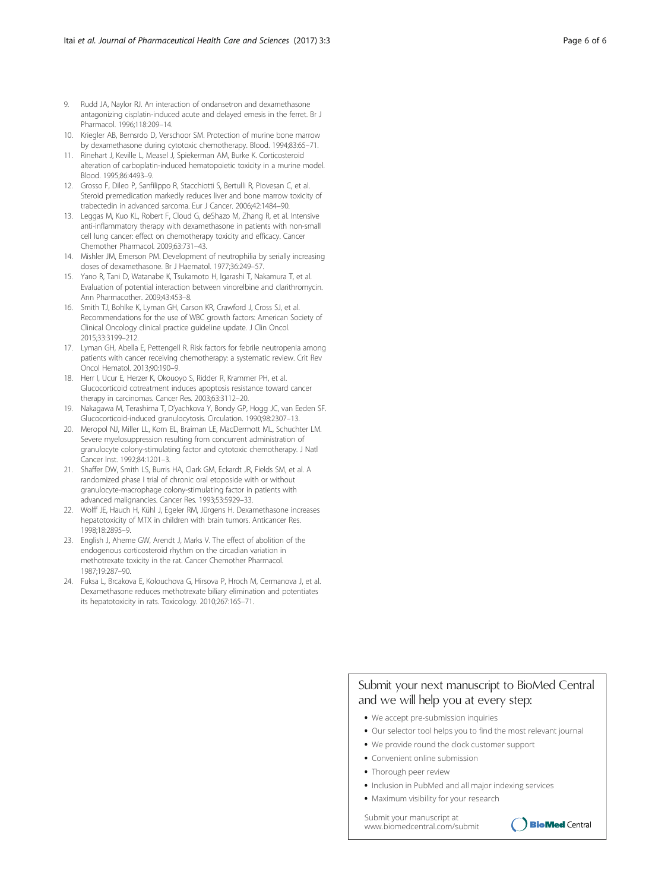9. Rudd JA, Naylor RJ. An interaction of ondansetron and dexamethasone antagonizing cisplatin-induced acute and delayed emesis in the ferret. Br J Pharmacol. 1996;118:209–14.
10. Kriegler AB, Bernsrdo D, Verschoor SM. Protection of murine bone marrow by dexamethasone during cytotoxic chemotherapy. Blood. 1994;83:65–71.
11. Rinehart J, Keville L, Measel J, Spiekerman AM, Burke K. Corticosteroid alteration of carboplatin-induced hematopoietic toxicity in a murine model. Blood. 1995;86:4493–9.
12. Grosso F, Dileo P, Sanfilippo R, Stacchiotti S, Bertulli R, Piovesan C, et al. Steroid premedication markedly reduces liver and bone marrow toxicity of trabectedin in advanced sarcoma. Eur J Cancer. 2006;42:1484–90.
13. Leggas M, Kuo KL, Robert F, Cloud G, deShazo M, Zhang R, et al. Intensive anti-inflammatory therapy with dexamethasone in patients with non-small cell lung cancer: effect on chemotherapy toxicity and efficacy. Cancer Chemother Pharmacol. 2009;63:731–43.
14. Mishler JM, Emerson PM. Development of neutrophilia by serially increasing doses of dexamethasone. Br J Haematol. 1977;36:249–57.
15. Yano R, Tani D, Watanabe K, Tsukamoto H, Igarashi T, Nakamura T, et al. Evaluation of potential interaction between vinorelbine and clarithromycin. Ann Pharmacother. 2009;43:453–8.
16. Smith TJ, Bohlke K, Lyman GH, Carson KR, Crawford J, Cross SJ, et al. Recommendations for the use of WBC growth factors: American Society of Clinical Oncology clinical practice guideline update. J Clin Oncol. 2015;33:3199–212.
17. Lyman GH, Abella E, Pettengell R. Risk factors for febrile neutropenia among patients with cancer receiving chemotherapy: a systematic review. Crit Rev Oncol Hematol. 2013;90:190–9.
18. Herr I, Ucur E, Herzer K, Okouoyo S, Ridder R, Krammer PH, et al. Glucocorticoid cotreatment induces apoptosis resistance toward cancer therapy in carcinomas. Cancer Res. 2003;63:3112–20.
19. Nakagawa M, Terashima T, D'yachkova Y, Bondy GP, Hogg JC, van Eeden SF. Glucocorticoid-induced granulocytosis. Circulation. 1990;98:2307–13.
20. Meropol NJ, Miller LL, Korn EL, Braiman LE, MacDermott ML, Schuchter LM. Severe myelosuppression resulting from concurrent administration of granulocyte colony-stimulating factor and cytotoxic chemotherapy. J Natl Cancer Inst. 1992;84:1201–3.
21. Shaffer DW, Smith LS, Burris HA, Clark GM, Eckardt JR, Fields SM, et al. A randomized phase I trial of chronic oral etoposide with or without granulocyte-macrophage colony-stimulating factor in patients with advanced malignancies. Cancer Res. 1993;53:5929–33.
22. Wolff JE, Hauch H, Kühl J, Egeler RM, Jürgens H. Dexamethasone increases hepatotoxicity of MTX in children with brain tumors. Anticancer Res. 1998;18:2895–9.
23. English J, Aheme GW, Arendt J, Marks V. The effect of abolition of the endogenous corticosteroid rhythm on the circadian variation in methotrexate toxicity in the rat. Cancer Chemother Pharmacol. 1987;19:287–90.
24. Fuksa L, Brcakova E, Kolouchova G, Hirsova P, Hroch M, Cermanova J, et al. Dexamethasone reduces methotrexate biliary elimination and potentiates its hepatotoxicity in rats. Toxicology. 2010;267:165–71.

Submit your next manuscript to BioMed Central and we will help you at every step:

- We accept pre-submission inquiries
- Our selector tool helps you to find the most relevant journal
- We provide round the clock customer support
- Convenient online submission
- Thorough peer review
- Inclusion in PubMed and all major indexing services
- Maximum visibility for your research

Submit your manuscript at
www.biomedcentral.com/submit

BioMed Central